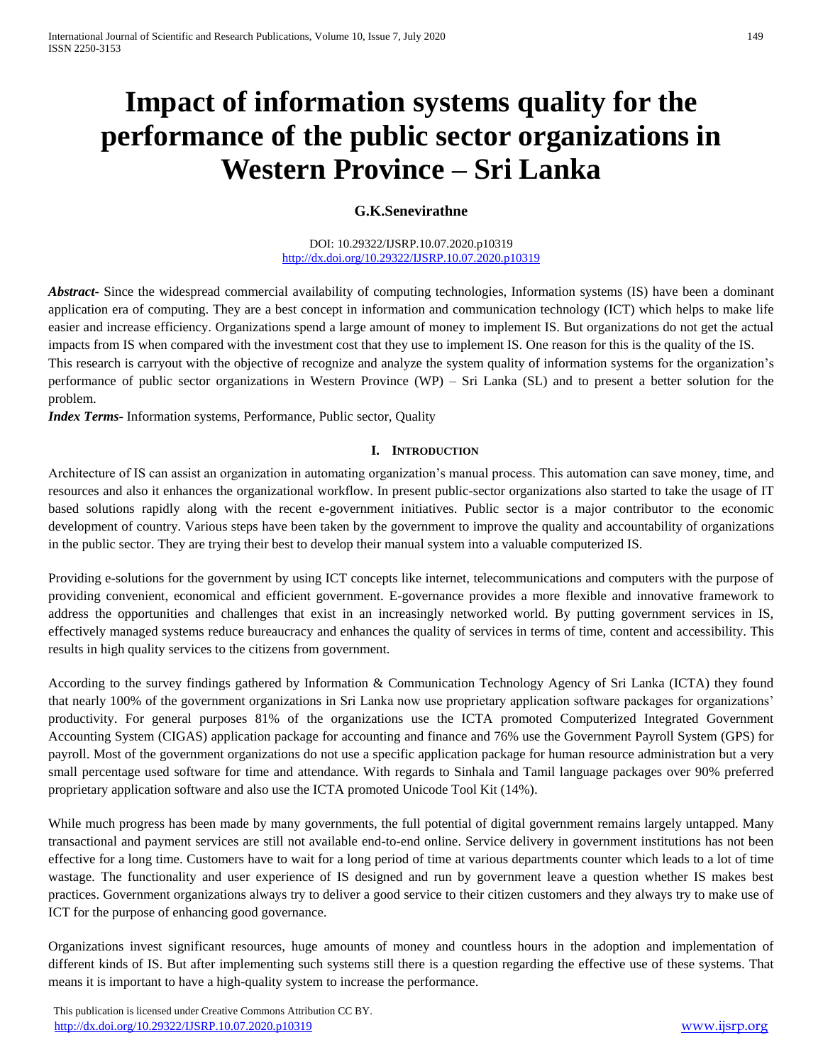# Impact of information systems quality for the performance of the public sector organizations in Western Province – Sri Lanka

**G.K.Senevirathne**

DOI: 10.29322/IJSRP.10.07.2020.p10319
http://dx.doi.org/10.29322/IJSRP.10.07.2020.p10319

***Abstract***- Since the widespread commercial availability of computing technologies, Information systems (IS) have been a dominant application era of computing. They are a best concept in information and communication technology (ICT) which helps to make life easier and increase efficiency. Organizations spend a large amount of money to implement IS. But organizations do not get the actual impacts from IS when compared with the investment cost that they use to implement IS. One reason for this is the quality of the IS. This research is carryout with the objective of recognize and analyze the system quality of information systems for the organization's performance of public sector organizations in Western Province (WP) – Sri Lanka (SL) and to present a better solution for the problem.

***Index Terms***- Information systems, Performance, Public sector, Quality

## I. Introduction

Architecture of IS can assist an organization in automating organization's manual process. This automation can save money, time, and resources and also it enhances the organizational workflow. In present public-sector organizations also started to take the usage of IT based solutions rapidly along with the recent e-government initiatives. Public sector is a major contributor to the economic development of country. Various steps have been taken by the government to improve the quality and accountability of organizations in the public sector. They are trying their best to develop their manual system into a valuable computerized IS.

Providing e-solutions for the government by using ICT concepts like internet, telecommunications and computers with the purpose of providing convenient, economical and efficient government. E-governance provides a more flexible and innovative framework to address the opportunities and challenges that exist in an increasingly networked world. By putting government services in IS, effectively managed systems reduce bureaucracy and enhances the quality of services in terms of time, content and accessibility. This results in high quality services to the citizens from government.

According to the survey findings gathered by Information & Communication Technology Agency of Sri Lanka (ICTA) they found that nearly 100% of the government organizations in Sri Lanka now use proprietary application software packages for organizations' productivity. For general purposes 81% of the organizations use the ICTA promoted Computerized Integrated Government Accounting System (CIGAS) application package for accounting and finance and 76% use the Government Payroll System (GPS) for payroll. Most of the government organizations do not use a specific application package for human resource administration but a very small percentage used software for time and attendance. With regards to Sinhala and Tamil language packages over 90% preferred proprietary application software and also use the ICTA promoted Unicode Tool Kit (14%).

While much progress has been made by many governments, the full potential of digital government remains largely untapped. Many transactional and payment services are still not available end-to-end online. Service delivery in government institutions has not been effective for a long time. Customers have to wait for a long period of time at various departments counter which leads to a lot of time wastage. The functionality and user experience of IS designed and run by government leave a question whether IS makes best practices. Government organizations always try to deliver a good service to their citizen customers and they always try to make use of ICT for the purpose of enhancing good governance.

Organizations invest significant resources, huge amounts of money and countless hours in the adoption and implementation of different kinds of IS. But after implementing such systems still there is a question regarding the effective use of these systems. That means it is important to have a high-quality system to increase the performance.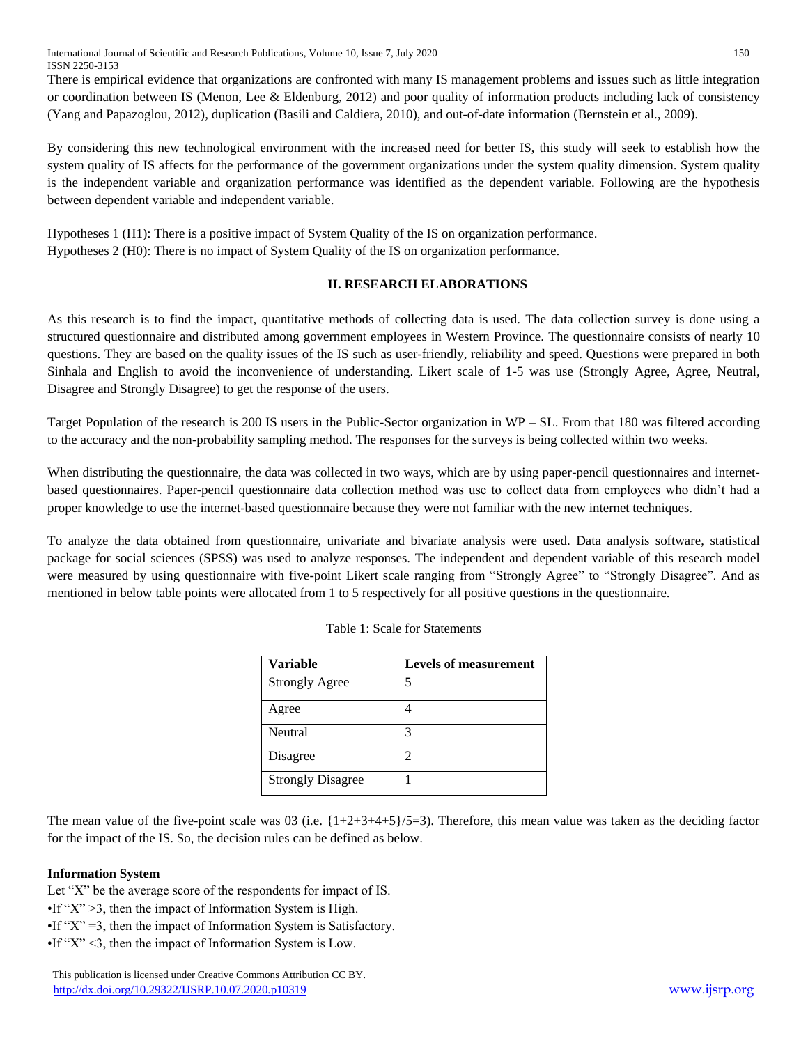There is empirical evidence that organizations are confronted with many IS management problems and issues such as little integration or coordination between IS (Menon, Lee & Eldenburg, 2012) and poor quality of information products including lack of consistency (Yang and Papazoglou, 2012), duplication (Basili and Caldiera, 2010), and out-of-date information (Bernstein et al., 2009).

By considering this new technological environment with the increased need for better IS, this study will seek to establish how the system quality of IS affects for the performance of the government organizations under the system quality dimension. System quality is the independent variable and organization performance was identified as the dependent variable. Following are the hypothesis between dependent variable and independent variable.

Hypotheses 1 (H1): There is a positive impact of System Quality of the IS on organization performance.
Hypotheses 2 (H0): There is no impact of System Quality of the IS on organization performance.

## II. RESEARCH ELABORATIONS

As this research is to find the impact, quantitative methods of collecting data is used. The data collection survey is done using a structured questionnaire and distributed among government employees in Western Province. The questionnaire consists of nearly 10 questions. They are based on the quality issues of the IS such as user-friendly, reliability and speed. Questions were prepared in both Sinhala and English to avoid the inconvenience of understanding. Likert scale of 1-5 was use (Strongly Agree, Agree, Neutral, Disagree and Strongly Disagree) to get the response of the users.

Target Population of the research is 200 IS users in the Public-Sector organization in WP – SL. From that 180 was filtered according to the accuracy and the non-probability sampling method. The responses for the surveys is being collected within two weeks.

When distributing the questionnaire, the data was collected in two ways, which are by using paper-pencil questionnaires and internet-based questionnaires. Paper-pencil questionnaire data collection method was use to collect data from employees who didn't had a proper knowledge to use the internet-based questionnaire because they were not familiar with the new internet techniques.

To analyze the data obtained from questionnaire, univariate and bivariate analysis were used. Data analysis software, statistical package for social sciences (SPSS) was used to analyze responses. The independent and dependent variable of this research model were measured by using questionnaire with five-point Likert scale ranging from "Strongly Agree" to "Strongly Disagree". And as mentioned in below table points were allocated from 1 to 5 respectively for all positive questions in the questionnaire.

Table 1: Scale for Statements

| Variable | Levels of measurement |
|---|---|
| Strongly Agree | 5 |
| Agree | 4 |
| Neutral | 3 |
| Disagree | 2 |
| Strongly Disagree | 1 |

The mean value of the five-point scale was 03 (i.e. $\{1+2+3+4+5\}/5=3$). Therefore, this mean value was taken as the deciding factor for the impact of the IS. So, the decision rules can be defined as below.

**Information System**

Let "X" be the average score of the respondents for impact of IS.

- If "X" >3, then the impact of Information System is High.
- If "X" =3, then the impact of Information System is Satisfactory.
- If "X" <3, then the impact of Information System is Low.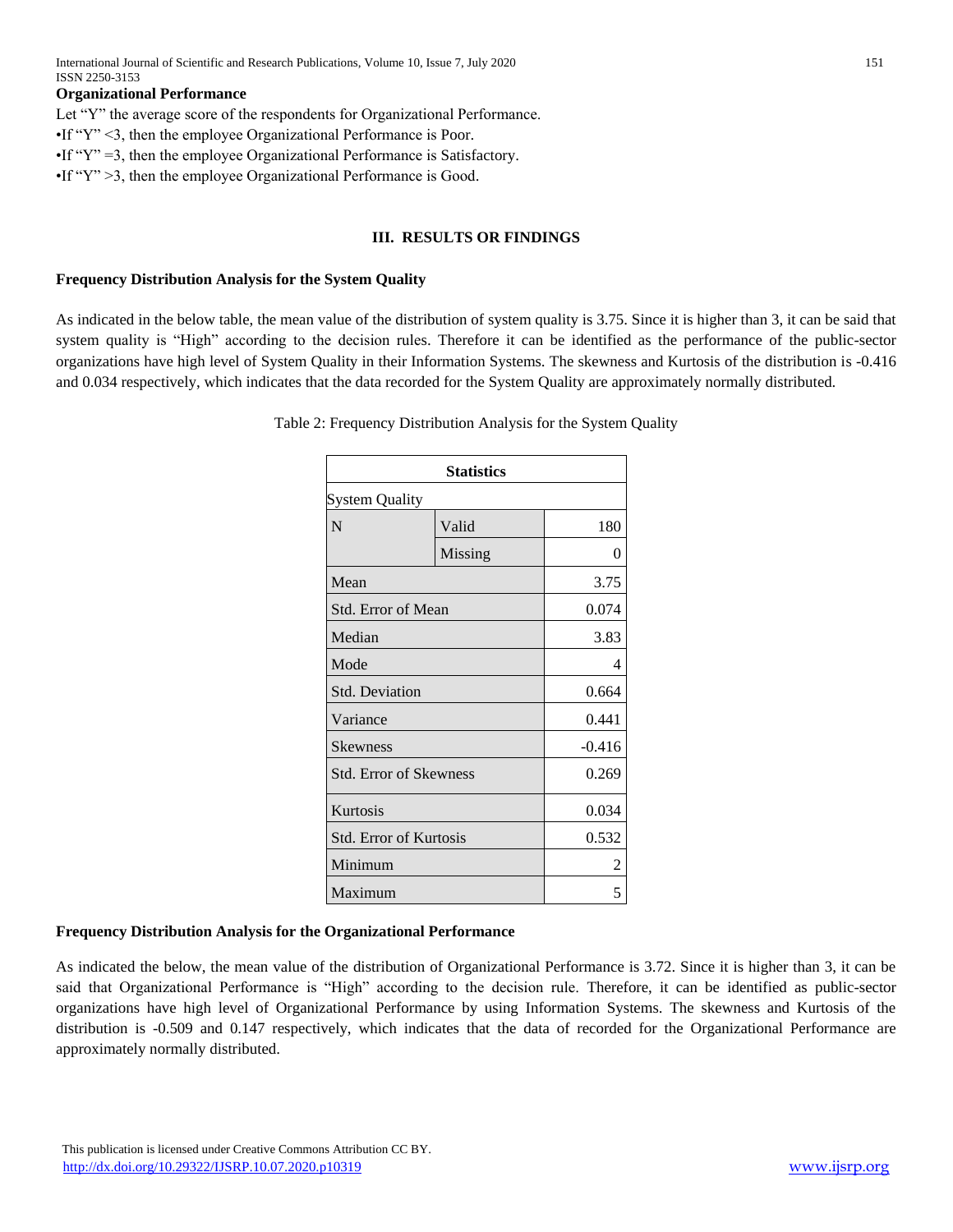**Organizational Performance**

Let "Y" the average score of the respondents for Organizational Performance.

•If "Y" <3, then the employee Organizational Performance is Poor.

•If "Y" =3, then the employee Organizational Performance is Satisfactory.

•If "Y" >3, then the employee Organizational Performance is Good.

## III. RESULTS OR FINDINGS

**Frequency Distribution Analysis for the System Quality**

As indicated in the below table, the mean value of the distribution of system quality is 3.75. Since it is higher than 3, it can be said that system quality is "High" according to the decision rules. Therefore it can be identified as the performance of the public-sector organizations have high level of System Quality in their Information Systems. The skewness and Kurtosis of the distribution is -0.416 and 0.034 respectively, which indicates that the data recorded for the System Quality are approximately normally distributed.

Table 2: Frequency Distribution Analysis for the System Quality

| Statistics | | |
|---|---|---|
| System Quality | | |
| N | Valid | 180 |
| | Missing | 0 |
| Mean | | 3.75 |
| Std. Error of Mean | | 0.074 |
| Median | | 3.83 |
| Mode | | 4 |
| Std. Deviation | | 0.664 |
| Variance | | 0.441 |
| Skewness | | -0.416 |
| Std. Error of Skewness | | 0.269 |
| Kurtosis | | 0.034 |
| Std. Error of Kurtosis | | 0.532 |
| Minimum | | 2 |
| Maximum | | 5 |

**Frequency Distribution Analysis for the Organizational Performance**

As indicated the below, the mean value of the distribution of Organizational Performance is 3.72. Since it is higher than 3, it can be said that Organizational Performance is "High" according to the decision rule. Therefore, it can be identified as public-sector organizations have high level of Organizational Performance by using Information Systems. The skewness and Kurtosis of the distribution is -0.509 and 0.147 respectively, which indicates that the data of recorded for the Organizational Performance are approximately normally distributed.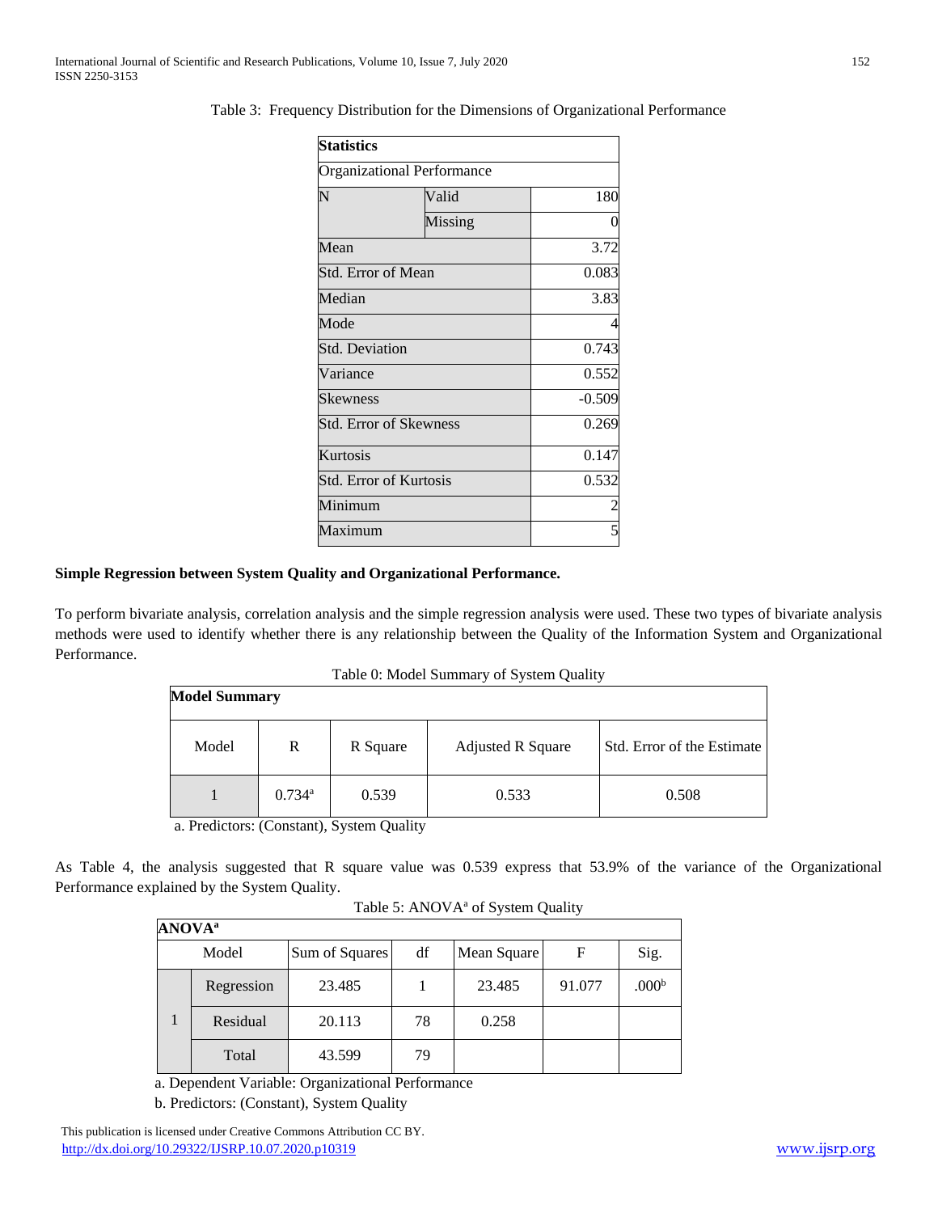Table 3: Frequency Distribution for the Dimensions of Organizational Performance

| Statistics | | |
|---|---|---|
| Organizational Performance | | |
| N | Valid | 180 |
| | Missing | 0 |
| Mean | | 3.72 |
| Std. Error of Mean | | 0.083 |
| Median | | 3.83 |
| Mode | | 4 |
| Std. Deviation | | 0.743 |
| Variance | | 0.552 |
| Skewness | | -0.509 |
| Std. Error of Skewness | | 0.269 |
| Kurtosis | | 0.147 |
| Std. Error of Kurtosis | | 0.532 |
| Minimum | | 2 |
| Maximum | | 5 |

**Simple Regression between System Quality and Organizational Performance.**

To perform bivariate analysis, correlation analysis and the simple regression analysis were used. These two types of bivariate analysis methods were used to identify whether there is any relationship between the Quality of the Information System and Organizational Performance.

Table 0: Model Summary of System Quality

| Model Summary | | | | |
|---|---|---|---|---|
| Model | R | R Square | Adjusted R Square | Std. Error of the Estimate |
| 1 | 0.734[a] | 0.539 | 0.533 | 0.508 |

a. Predictors: (Constant), System Quality

As Table 4, the analysis suggested that R square value was 0.539 express that 53.9% of the variance of the Organizational Performance explained by the System Quality.

Table 5: ANOVA[a] of System Quality

| ANOVA[a] | | | | | | |
|---|---|---|---|---|---|---|
| Model | | Sum of Squares | df | Mean Square | F | Sig. |
| 1 | Regression | 23.485 | 1 | 23.485 | 91.077 | .000[b] |
| | Residual | 20.113 | 78 | 0.258 | | |
| | Total | 43.599 | 79 | | | |

a. Dependent Variable: Organizational Performance

b. Predictors: (Constant), System Quality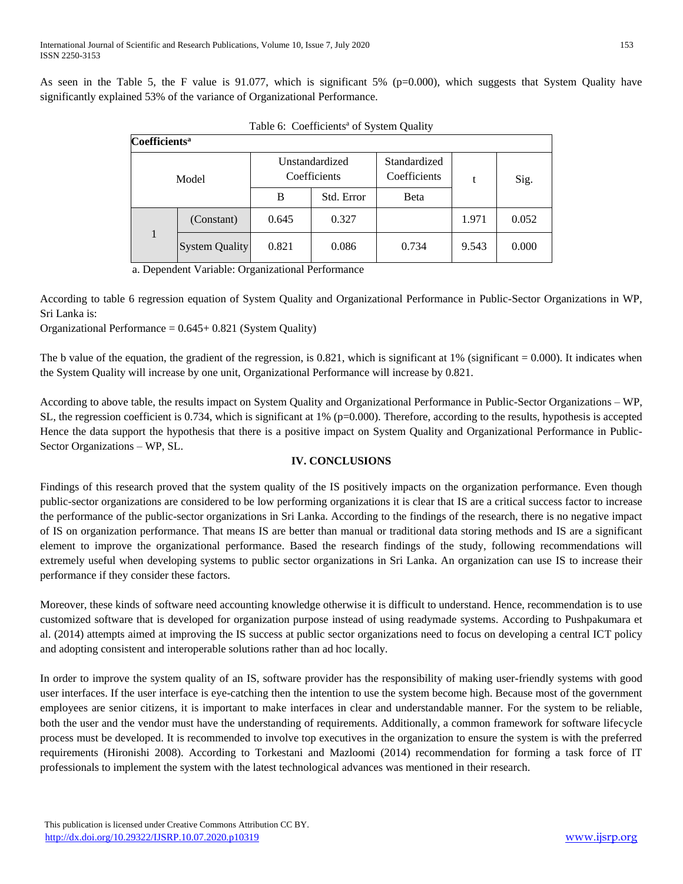As seen in the Table 5, the F value is 91.077, which is significant 5% (p=0.000), which suggests that System Quality have significantly explained 53% of the variance of Organizational Performance.

Table 6: Coefficients[a] of System Quality

| Model | | Unstandardized Coefficients | | Standardized Coefficients | t | Sig. |
|---|---|---|---|---|---|---|
| | | B | Std. Error | Beta | | |
| 1 | (Constant) | 0.645 | 0.327 | | 1.971 | 0.052 |
| | System Quality | 0.821 | 0.086 | 0.734 | 9.543 | 0.000 |

a. Dependent Variable: Organizational Performance

According to table 6 regression equation of System Quality and Organizational Performance in Public-Sector Organizations in WP, Sri Lanka is:

Organizational Performance = 0.645+ 0.821 (System Quality)

The b value of the equation, the gradient of the regression, is 0.821, which is significant at 1% (significant = 0.000). It indicates when the System Quality will increase by one unit, Organizational Performance will increase by 0.821.

According to above table, the results impact on System Quality and Organizational Performance in Public-Sector Organizations – WP, SL, the regression coefficient is 0.734, which is significant at 1% (p=0.000). Therefore, according to the results, hypothesis is accepted Hence the data support the hypothesis that there is a positive impact on System Quality and Organizational Performance in Public-Sector Organizations – WP, SL.

## IV. CONCLUSIONS

Findings of this research proved that the system quality of the IS positively impacts on the organization performance. Even though public-sector organizations are considered to be low performing organizations it is clear that IS are a critical success factor to increase the performance of the public-sector organizations in Sri Lanka. According to the findings of the research, there is no negative impact of IS on organization performance. That means IS are better than manual or traditional data storing methods and IS are a significant element to improve the organizational performance. Based the research findings of the study, following recommendations will extremely useful when developing systems to public sector organizations in Sri Lanka. An organization can use IS to increase their performance if they consider these factors.

Moreover, these kinds of software need accounting knowledge otherwise it is difficult to understand. Hence, recommendation is to use customized software that is developed for organization purpose instead of using readymade systems. According to Pushpakumara et al. (2014) attempts aimed at improving the IS success at public sector organizations need to focus on developing a central ICT policy and adopting consistent and interoperable solutions rather than ad hoc locally.

In order to improve the system quality of an IS, software provider has the responsibility of making user-friendly systems with good user interfaces. If the user interface is eye-catching then the intention to use the system become high. Because most of the government employees are senior citizens, it is important to make interfaces in clear and understandable manner. For the system to be reliable, both the user and the vendor must have the understanding of requirements. Additionally, a common framework for software lifecycle process must be developed. It is recommended to involve top executives in the organization to ensure the system is with the preferred requirements (Hironishi 2008). According to Torkestani and Mazloomi (2014) recommendation for forming a task force of IT professionals to implement the system with the latest technological advances was mentioned in their research.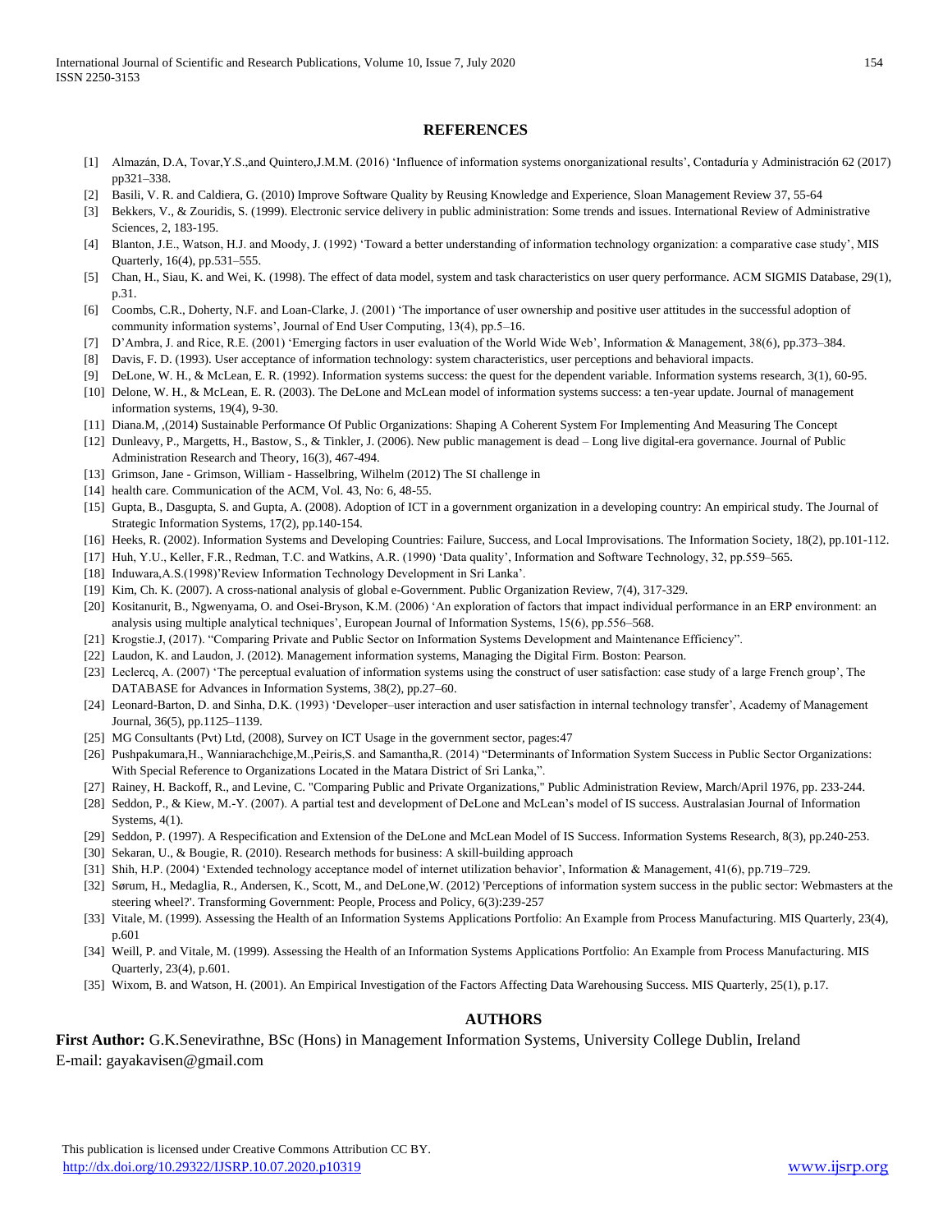## REFERENCES

[1] Almazán, D.A, Tovar,Y.S.,and Quintero,J.M.M. (2016) 'Influence of information systems onorganizational results', Contaduría y Administración 62 (2017) pp321–338.

[2] Basili, V. R. and Caldiera, G. (2010) Improve Software Quality by Reusing Knowledge and Experience, Sloan Management Review 37, 55-64

[3] Bekkers, V., & Zouridis, S. (1999). Electronic service delivery in public administration: Some trends and issues. International Review of Administrative Sciences, 2, 183-195.

[4] Blanton, J.E., Watson, H.J. and Moody, J. (1992) 'Toward a better understanding of information technology organization: a comparative case study', MIS Quarterly, 16(4), pp.531–555.

[5] Chan, H., Siau, K. and Wei, K. (1998). The effect of data model, system and task characteristics on user query performance. ACM SIGMIS Database, 29(1), p.31.

[6] Coombs, C.R., Doherty, N.F. and Loan-Clarke, J. (2001) 'The importance of user ownership and positive user attitudes in the successful adoption of community information systems', Journal of End User Computing, 13(4), pp.5–16.

[7] D'Ambra, J. and Rice, R.E. (2001) 'Emerging factors in user evaluation of the World Wide Web', Information & Management, 38(6), pp.373–384.

[8] Davis, F. D. (1993). User acceptance of information technology: system characteristics, user perceptions and behavioral impacts.

[9] DeLone, W. H., & McLean, E. R. (1992). Information systems success: the quest for the dependent variable. Information systems research, 3(1), 60-95.

[10] Delone, W. H., & McLean, E. R. (2003). The DeLone and McLean model of information systems success: a ten-year update. Journal of management information systems, 19(4), 9-30.

[11] Diana.M, ,(2014) Sustainable Performance Of Public Organizations: Shaping A Coherent System For Implementing And Measuring The Concept

[12] Dunleavy, P., Margetts, H., Bastow, S., & Tinkler, J. (2006). New public management is dead – Long live digital-era governance. Journal of Public Administration Research and Theory, 16(3), 467-494.

[13] Grimson, Jane - Grimson, William - Hasselbring, Wilhelm (2012) The SI challenge in

[14] health care. Communication of the ACM, Vol. 43, No: 6, 48-55.

[15] Gupta, B., Dasgupta, S. and Gupta, A. (2008). Adoption of ICT in a government organization in a developing country: An empirical study. The Journal of Strategic Information Systems, 17(2), pp.140-154.

[16] Heeks, R. (2002). Information Systems and Developing Countries: Failure, Success, and Local Improvisations. The Information Society, 18(2), pp.101-112.

[17] Huh, Y.U., Keller, F.R., Redman, T.C. and Watkins, A.R. (1990) 'Data quality', Information and Software Technology, 32, pp.559–565.

[18] Induwara,A.S.(1998)'Review Information Technology Development in Sri Lanka'.

[19] Kim, Ch. K. (2007). A cross-national analysis of global e-Government. Public Organization Review, 7(4), 317-329.

[20] Kositanurit, B., Ngwenyama, O. and Osei-Bryson, K.M. (2006) 'An exploration of factors that impact individual performance in an ERP environment: an analysis using multiple analytical techniques', European Journal of Information Systems, 15(6), pp.556–568.

[21] Krogstie.J, (2017). "Comparing Private and Public Sector on Information Systems Development and Maintenance Efficiency".

[22] Laudon, K. and Laudon, J. (2012). Management information systems, Managing the Digital Firm. Boston: Pearson.

[23] Leclercq, A. (2007) 'The perceptual evaluation of information systems using the construct of user satisfaction: case study of a large French group', The DATABASE for Advances in Information Systems, 38(2), pp.27–60.

[24] Leonard-Barton, D. and Sinha, D.K. (1993) 'Developer–user interaction and user satisfaction in internal technology transfer', Academy of Management Journal, 36(5), pp.1125–1139.

[25] MG Consultants (Pvt) Ltd, (2008), Survey on ICT Usage in the government sector, pages:47

[26] Pushpakumara,H., Wanniarachchige,M.,Peiris,S. and Samantha,R. (2014) "Determinants of Information System Success in Public Sector Organizations: With Special Reference to Organizations Located in the Matara District of Sri Lanka,".

[27] Rainey, H. Backoff, R., and Levine, C. "Comparing Public and Private Organizations," Public Administration Review, March/April 1976, pp. 233-244.

[28] Seddon, P., & Kiew, M.-Y. (2007). A partial test and development of DeLone and McLean's model of IS success. Australasian Journal of Information Systems, 4(1).

[29] Seddon, P. (1997). A Respecification and Extension of the DeLone and McLean Model of IS Success. Information Systems Research, 8(3), pp.240-253.

[30] Sekaran, U., & Bougie, R. (2010). Research methods for business: A skill-building approach

[31] Shih, H.P. (2004) 'Extended technology acceptance model of internet utilization behavior', Information & Management, 41(6), pp.719–729.

[32] Sørum, H., Medaglia, R., Andersen, K., Scott, M., and DeLone,W. (2012) 'Perceptions of information system success in the public sector: Webmasters at the steering wheel?'. Transforming Government: People, Process and Policy, 6(3):239-257

[33] Vitale, M. (1999). Assessing the Health of an Information Systems Applications Portfolio: An Example from Process Manufacturing. MIS Quarterly, 23(4), p.601

[34] Weill, P. and Vitale, M. (1999). Assessing the Health of an Information Systems Applications Portfolio: An Example from Process Manufacturing. MIS Quarterly, 23(4), p.601.

[35] Wixom, B. and Watson, H. (2001). An Empirical Investigation of the Factors Affecting Data Warehousing Success. MIS Quarterly, 25(1), p.17.

## AUTHORS

**First Author:** G.K.Senevirathne, BSc (Hons) in Management Information Systems, University College Dublin, Ireland
E-mail: gayakavisen@gmail.com